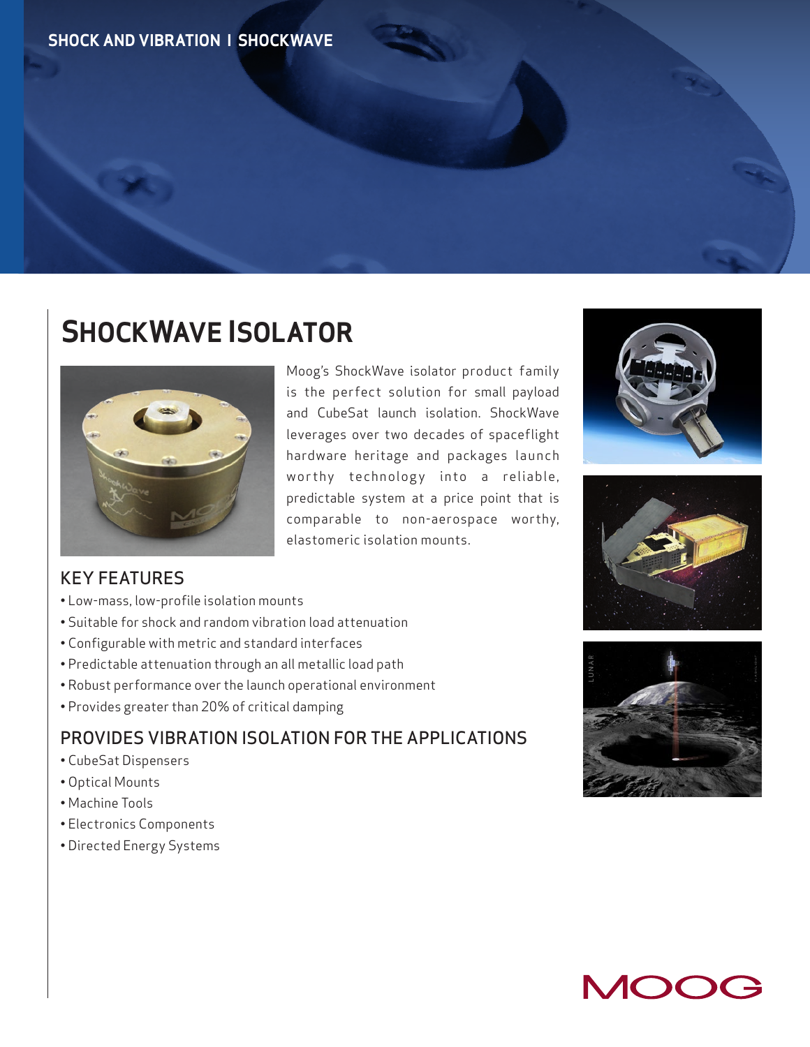SHOCK AND VIBRATION I SHOCKWAVE

# SHOCKWAVE ISOLATOR

Moog's ShockWave isolator product family is the perfect solution for small payload and CubeSat launch isolation. ShockWave leverages over two decades of spaceflight hardware heritage and packages launch worthy technology into a reliable, predictable system at a price point that is comparable to non-aerospace worthy, elastomeric isolation mounts.

## KEY FEATURES

- Low-mass, low-profile isolation mounts
- Suitable for shock and random vibration load attenuation
- Configurable with metric and standard interfaces
- Predictable attenuation through an all metallic load path
- Robust performance over the launch operational environment
- Provides greater than 20% of critical damping

## PROVIDES VIBRATION ISOLATION FOR THE APPLICATIONS

- CubeSat Dispensers
- Optical Mounts
- Machine Tools
- Electronics Components
- Directed Energy Systems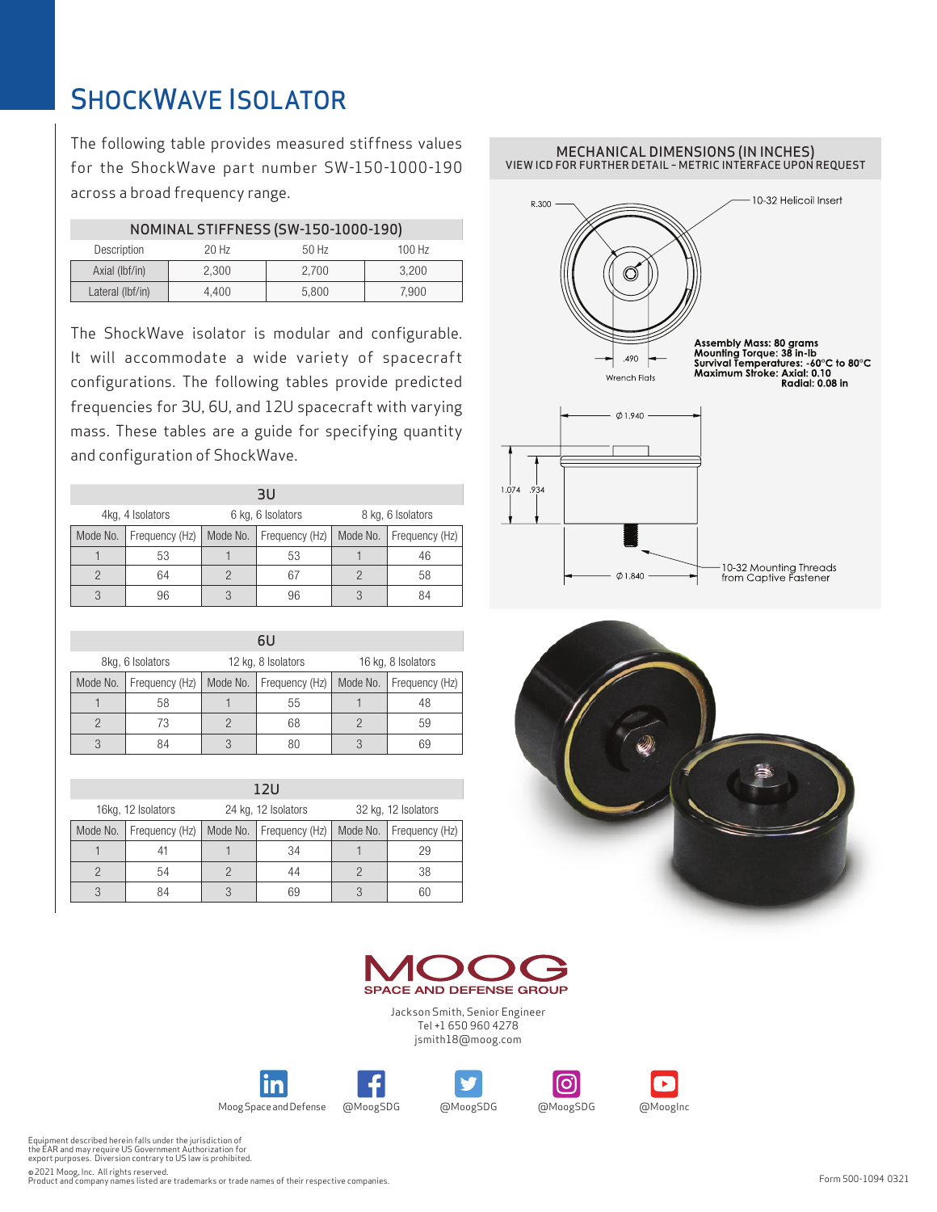# ShockWave Isolator

The following table provides measured stiffness values for the ShockWave part number SW-150-1000-190 across a broad frequency range.

| NOMINAL STIFFNESS (SW-150-1000-190) | | | |
|---|---|---|---|
| Description | 20 Hz | 50 Hz | 100 Hz |
| Axial (lbf/in) | 2,300 | 2,700 | 3,200 |
| Lateral (lbf/in) | 4,400 | 5,800 | 7,900 |

The ShockWave isolator is modular and configurable. It will accommodate a wide variety of spacecraft configurations. The following tables provide predicted frequencies for 3U, 6U, and 12U spacecraft with varying mass. These tables are a guide for specifying quantity and configuration of ShockWave.

| 3U | | | | | |
|---|---|---|---|---|---|
| 4kg, 4 Isolators | | 6 kg, 6 Isolators | | 8 kg, 6 Isolators | |
| Mode No. | Frequency (Hz) | Mode No. | Frequency (Hz) | Mode No. | Frequency (Hz) |
| 1 | 53 | 1 | 53 | 1 | 46 |
| 2 | 64 | 2 | 67 | 2 | 58 |
| 3 | 96 | 3 | 96 | 3 | 84 |

| 6U | | | | | |
|---|---|---|---|---|---|
| 8kg, 6 Isolators | | 12 kg, 8 Isolators | | 16 kg, 8 Isolators | |
| Mode No. | Frequency (Hz) | Mode No. | Frequency (Hz) | Mode No. | Frequency (Hz) |
| 1 | 58 | 1 | 55 | 1 | 48 |
| 2 | 73 | 2 | 68 | 2 | 59 |
| 3 | 84 | 3 | 80 | 3 | 69 |

| 12U | | | | | |
|---|---|---|---|---|---|
| 16kg, 12 Isolators | | 24 kg, 12 Isolators | | 32 kg, 12 Isolators | |
| Mode No. | Frequency (Hz) | Mode No. | Frequency (Hz) | Mode No. | Frequency (Hz) |
| 1 | 41 | 1 | 34 | 1 | 29 |
| 2 | 54 | 2 | 44 | 2 | 38 |
| 3 | 84 | 3 | 69 | 3 | 60 |

## MECHANICAL DIMENSIONS (IN INCHES)

VIEW ICD FOR FURTHER DETAIL – METRIC INTERFACE UPON REQUEST

R.300

10-32 Helicoil Insert

.490

Wrench Flats

**Assembly Mass: 80 grams**
**Mounting Torque: 38 in-lb**
**Survival Temperatures: -60°C to 80°C**
**Maximum Stroke: Axial: 0.10**
**Radial: 0.08 in**

Ø1.940

1.074

.934

Ø1.840

10-32 Mounting Threads from Captive Fastener

MOOG
SPACE AND DEFENSE GROUP

Jackson Smith, Senior Engineer
Tel +1 650 960 4278
jsmith18@moog.com

Moog Space and Defense @MoogSDG @MoogSDG @MoogSDG @MoogInc

Equipment described herein falls under the jurisdiction of the EAR and may require US Government Authorization for export purposes. Diversion contrary to US law is prohibited.

© 2021 Moog, Inc. All rights reserved.
Product and company names listed are trademarks or trade names of their respective companies.

Form 500-1094 0321